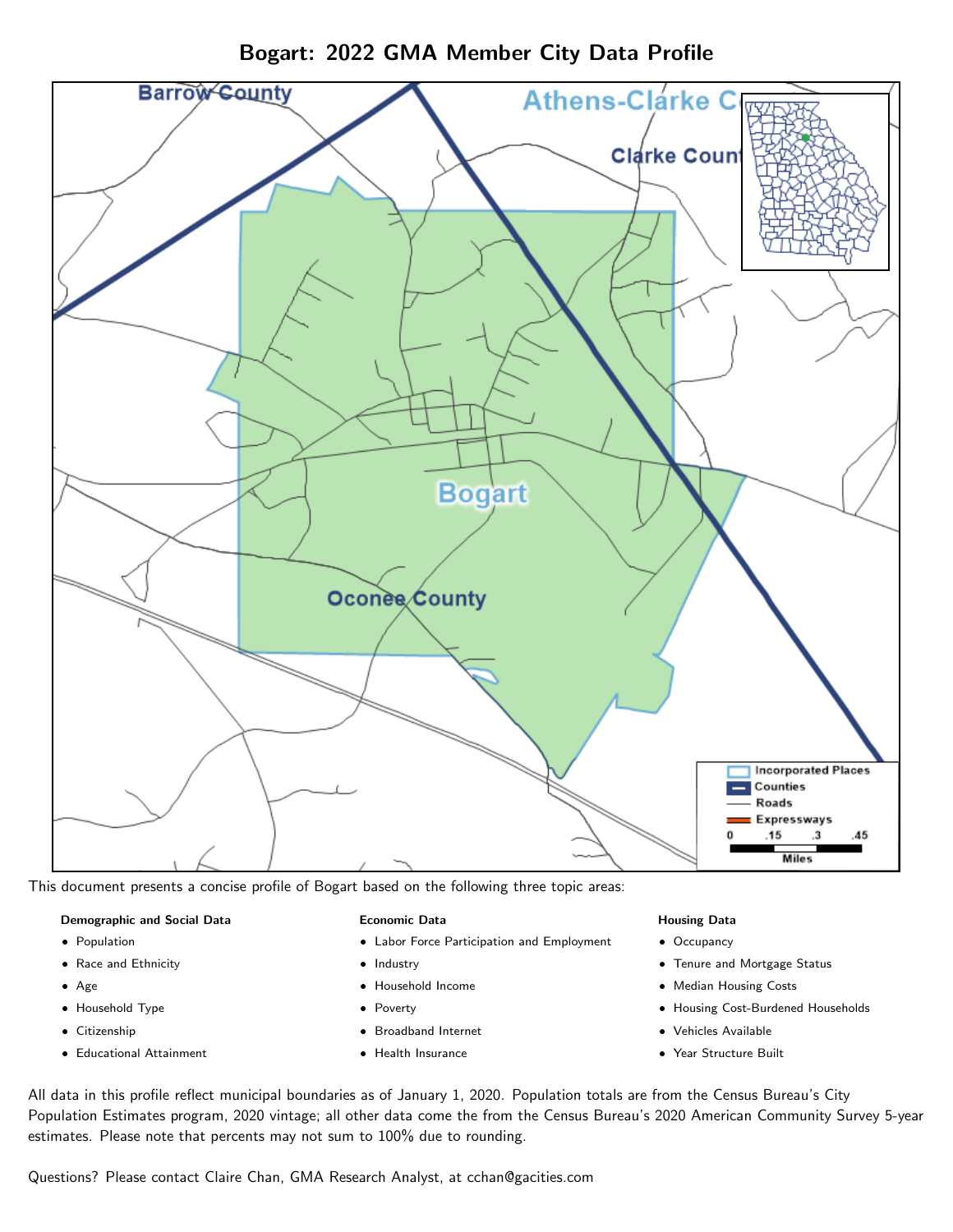# Bogart: 2022 GMA Member City Data Profile

Barrow County

Athens-Clarke C

Clarke Count

Bogart

Oconee County

Incorporated Places
Counties
Roads
Expressways
0 .15 .3 .45
Miles

This document presents a concise profile of Bogart based on the following three topic areas:

**Demographic and Social Data**

- Population
- Race and Ethnicity
- Age
- Household Type
- Citizenship
- Educational Attainment

**Economic Data**

- Labor Force Participation and Employment
- Industry
- Household Income
- Poverty
- Broadband Internet
- Health Insurance

**Housing Data**

- Occupancy
- Tenure and Mortgage Status
- Median Housing Costs
- Housing Cost-Burdened Households
- Vehicles Available
- Year Structure Built

All data in this profile reflect municipal boundaries as of January 1, 2020. Population totals are from the Census Bureau's City Population Estimates program, 2020 vintage; all other data come the from the Census Bureau's 2020 American Community Survey 5-year estimates. Please note that percents may not sum to 100% due to rounding.

Questions? Please contact Claire Chan, GMA Research Analyst, at cchan@gacities.com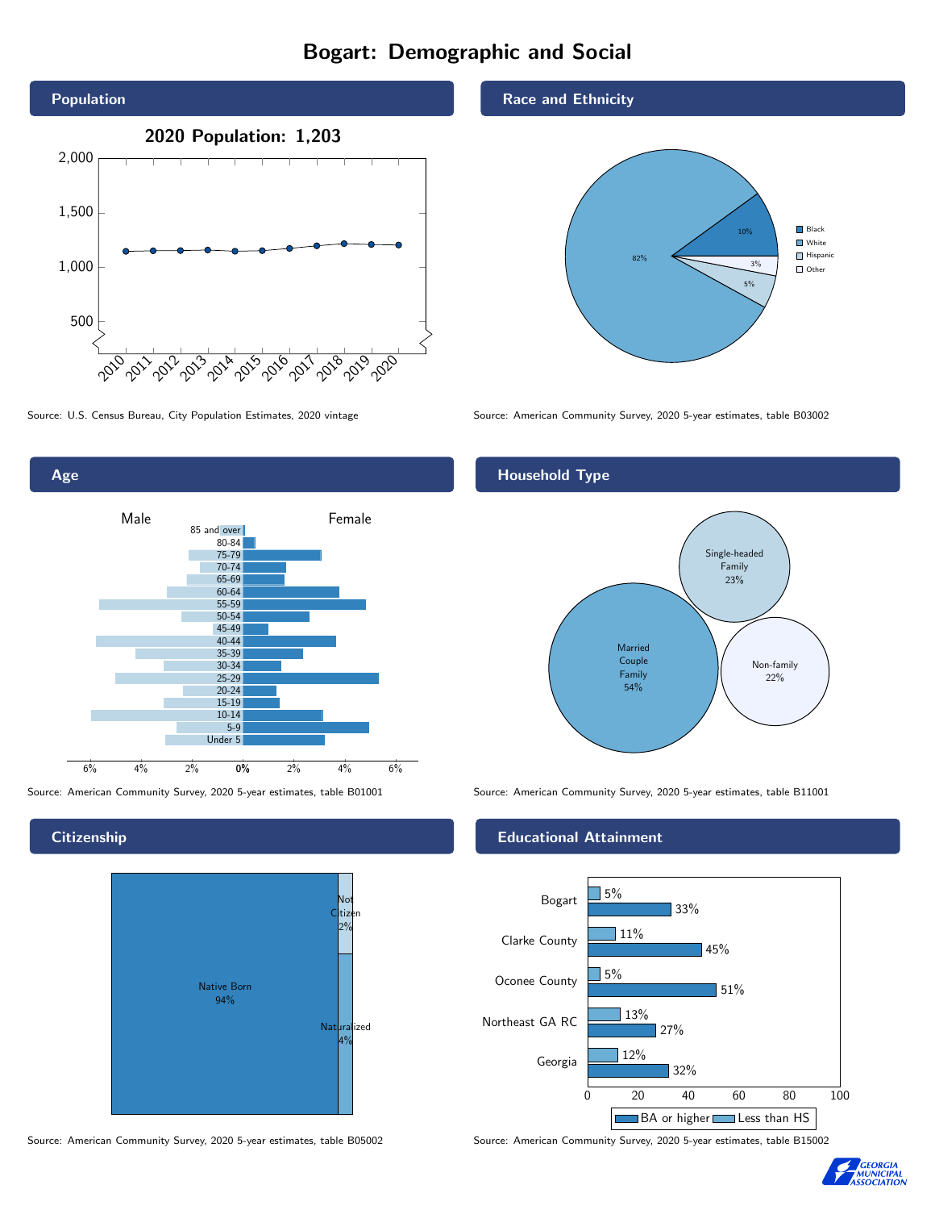# Bogart: Demographic and Social

## Population

2020 Population: 1,203

2,000
1,500
1,000
500

2010 2011 2012 2013 2014 2015 2016 2017 2018 2019 2020

Source: U.S. Census Bureau, City Population Estimates, 2020 vintage

## Race and Ethnicity

82%
10%
3%
5%

Black
White
Hispanic
Other

Source: American Community Survey, 2020 5-year estimates, table B03002

## Age

Male
Female

85 and over
80-84
75-79
70-74
65-69
60-64
55-59
50-54
45-49
40-44
35-39
30-34
25-29
20-24
15-19
10-14
5-9
Under 5

6% 4% 2% 0% 2% 4% 6%

Source: American Community Survey, 2020 5-year estimates, table B01001

## Household Type

Single-headed Family 23%

Married Couple Family 54%

Non-family 22%

Source: American Community Survey, 2020 5-year estimates, table B11001

## Citizenship

Native Born 94%

Not Citizen 2%

Naturalized 4%

Source: American Community Survey, 2020 5-year estimates, table B05002

## Educational Attainment

Bogart 5% 33%
Clarke County 11% 45%
Oconee County 5% 51%
Northeast GA RC 13% 27%
Georgia 12% 32%

0 20 40 60 80 100

BA or higher
Less than HS

Source: American Community Survey, 2020 5-year estimates, table B15002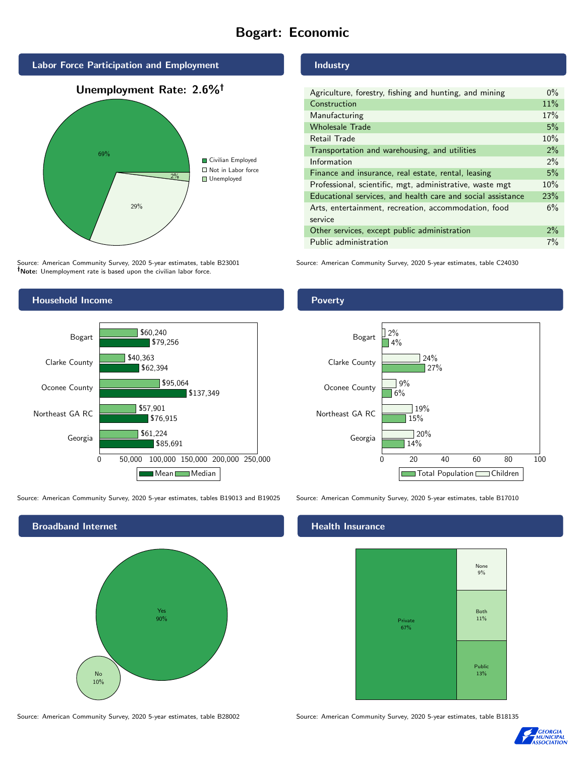# Bogart: Economic

## Labor Force Participation and Employment

**Unemployment Rate: 2.6%†**

69%
29%
2%

Civilian Employed
Not in Labor force
Unemployed

Source: American Community Survey, 2020 5-year estimates, table B23001
**†Note:** Unemployment rate is based upon the civilian labor force.

## Industry

| | |
|---|---|
| Agriculture, forestry, fishing and hunting, and mining | 0% |
| Construction | 11% |
| Manufacturing | 17% |
| Wholesale Trade | 5% |
| Retail Trade | 10% |
| Transportation and warehousing, and utilities | 2% |
| Information | 2% |
| Finance and insurance, real estate, rental, leasing | 5% |
| Professional, scientific, mgt, administrative, waste mgt | 10% |
| Educational services, and health care and social assistance | 23% |
| Arts, entertainment, recreation, accommodation, food service | 6% |
| Other services, except public administration | 2% |
| Public administration | 7% |

Source: American Community Survey, 2020 5-year estimates, table C24030

## Household Income

Bogart
$60,240
$79,256

Clarke County
$40,363
$62,394

Oconee County
$95,064
$137,349

Northeast GA RC
$57,901
$76,915

Georgia
$61,224
$85,691

0 50,000 100,000 150,000 200,000 250,000

Mean Median

Source: American Community Survey, 2020 5-year estimates, tables B19013 and B19025

## Poverty

Bogart
2%
4%

Clarke County
24%
27%

Oconee County
9%
6%

Northeast GA RC
19%
15%

Georgia
20%
14%

0 20 40 60 80 100

Total Population Children

Source: American Community Survey, 2020 5-year estimates, table B17010

## Broadband Internet

Yes
90%

No
10%

Source: American Community Survey, 2020 5-year estimates, table B28002

## Health Insurance

Private
67%

None
9%

Both
11%

Public
13%

Source: American Community Survey, 2020 5-year estimates, table B18135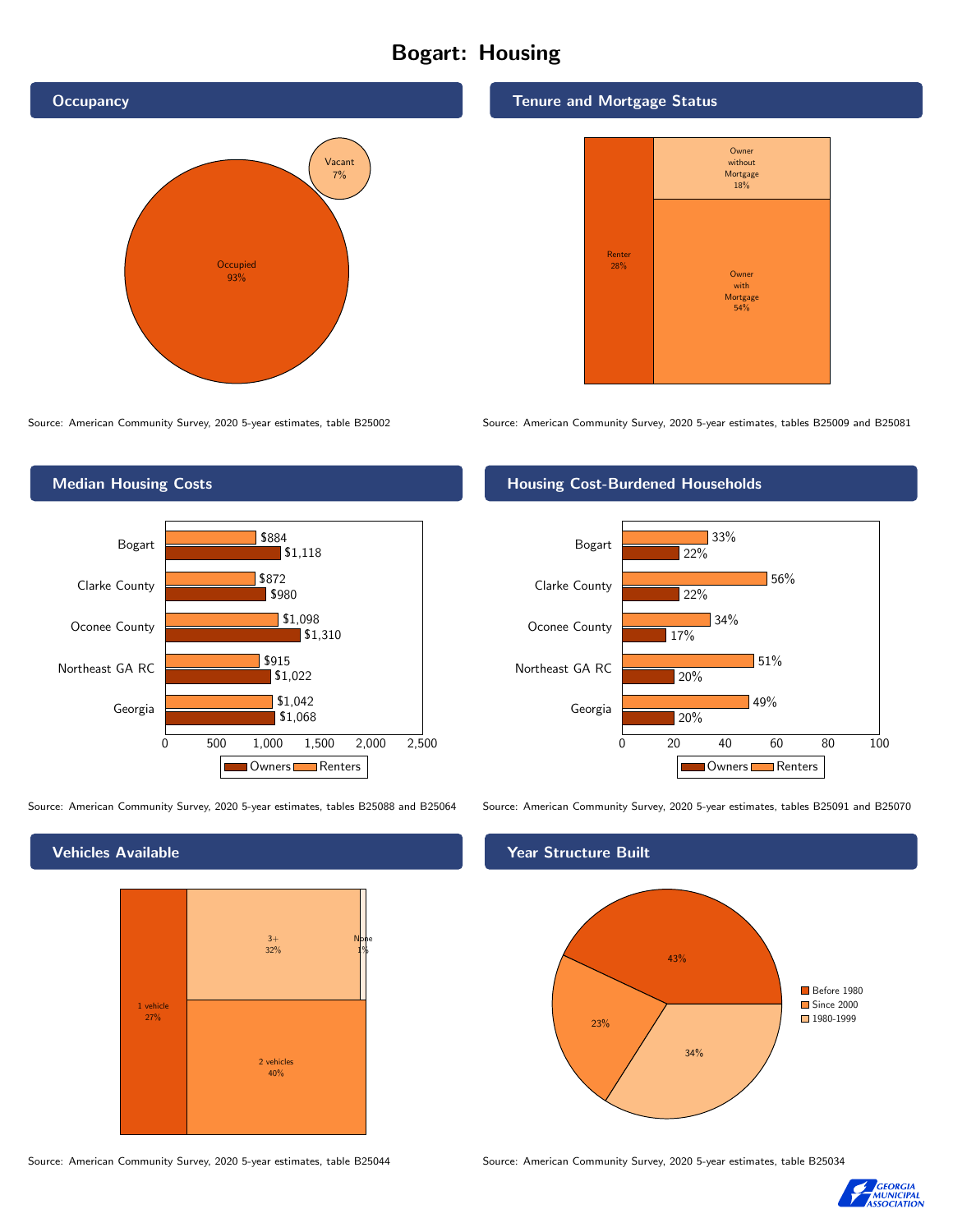# Bogart: Housing

## Occupancy

Vacant
7%

Occupied
93%

Source: American Community Survey, 2020 5-year estimates, table B25002

## Tenure and Mortgage Status

Owner without Mortgage 18%

Renter 28%

Owner with Mortgage 54%

Source: American Community Survey, 2020 5-year estimates, tables B25009 and B25081

## Median Housing Costs

Bogart $884 $1,118

Clarke County $872 $980

Oconee County $1,098 $1,310

Northeast GA RC $915 $1,022

Georgia $1,042 $1,068

0 500 1,000 1,500 2,000 2,500

Owners Renters

Source: American Community Survey, 2020 5-year estimates, tables B25088 and B25064

## Housing Cost-Burdened Households

Bogart 33% 22%

Clarke County 56% 22%

Oconee County 34% 17%

Northeast GA RC 51% 20%

Georgia 49% 20%

0 20 40 60 80 100

Owners Renters

Source: American Community Survey, 2020 5-year estimates, tables B25091 and B25070

## Vehicles Available

3+
32%

None
1%

1 vehicle
27%

2 vehicles
40%

Source: American Community Survey, 2020 5-year estimates, table B25044

## Year Structure Built

43%

23%

34%

Before 1980
Since 2000
1980-1999

Source: American Community Survey, 2020 5-year estimates, table B25034